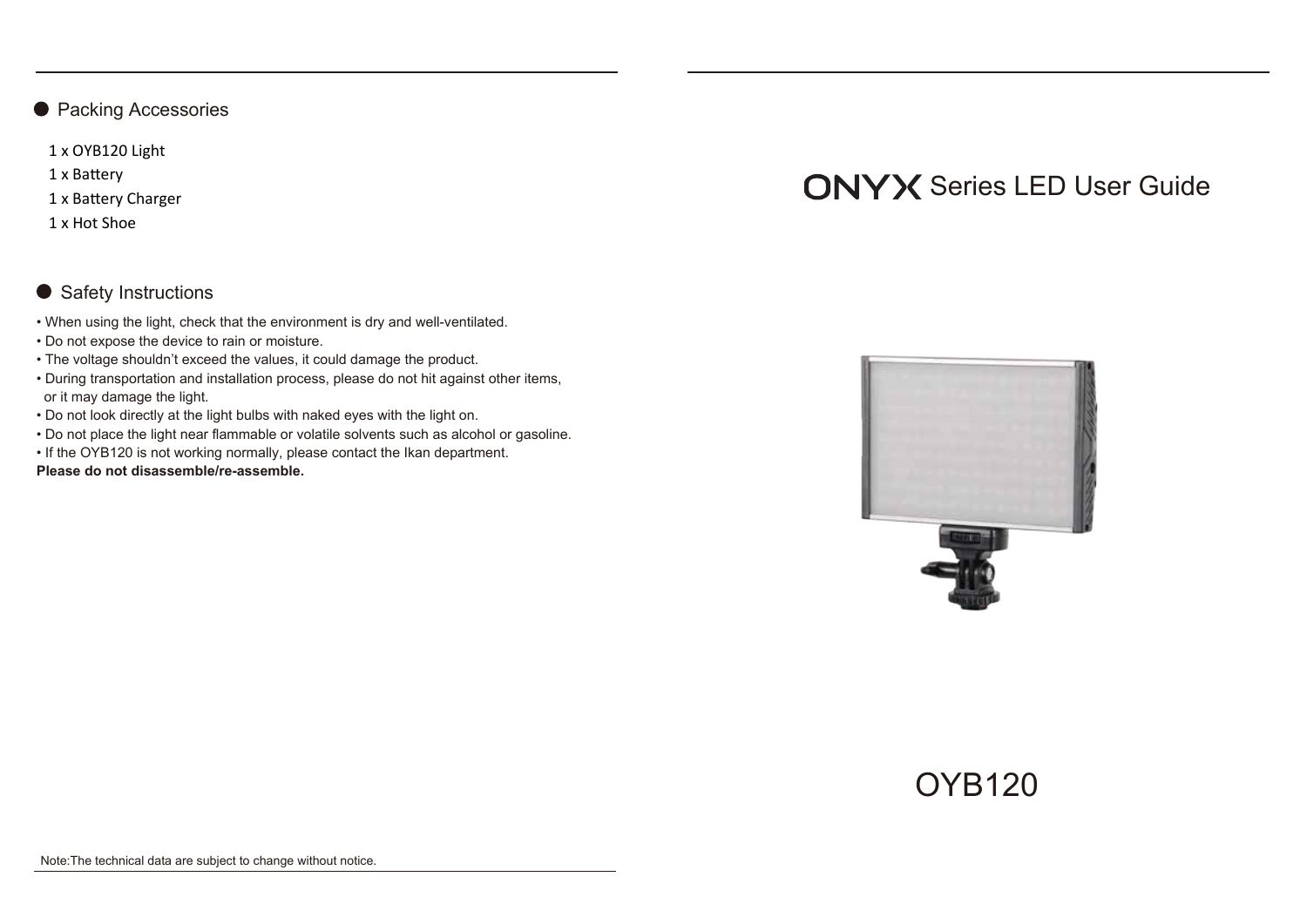## Packing Accessories

1 x OYB120 Light
1 x Battery
1 x Battery Charger
1 x Hot Shoe

## Safety Instructions

- When using the light, check that the environment is dry and well-ventilated.
- Do not expose the device to rain or moisture.
- The voltage shouldn't exceed the values, it could damage the product.
- During transportation and installation process, please do not hit against other items, or it may damage the light.
- Do not look directly at the light bulbs with naked eyes with the light on.
- Do not place the light near flammable or volatile solvents such as alcohol or gasoline.
- If the OYB120 is not working normally, please contact the Ikan department.

**Please do not disassemble/re-assemble.**

Note:The technical data are subject to change without notice.

# ONYX Series LED User Guide

OYB120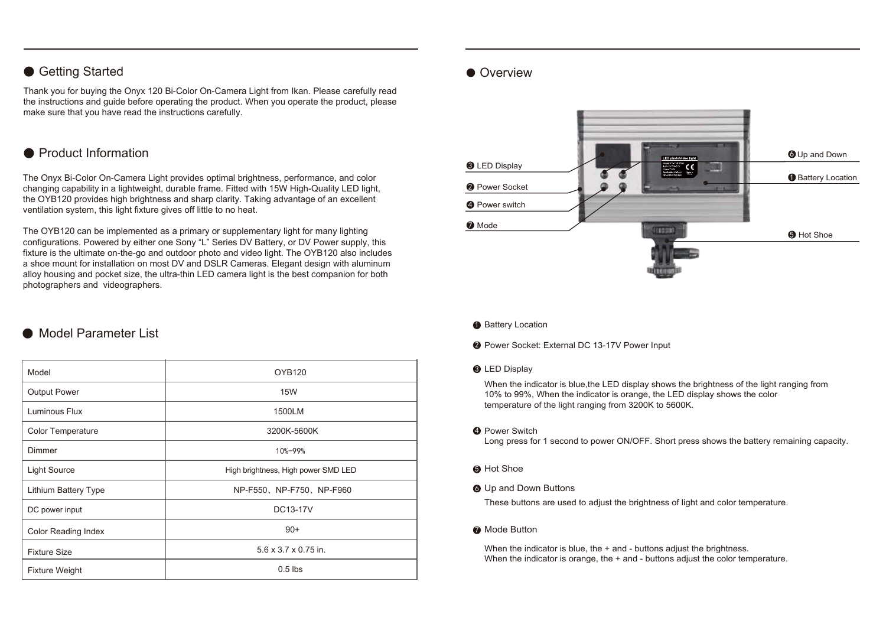## Getting Started

Thank you for buying the Onyx 120 Bi-Color On-Camera Light from Ikan. Please carefully read the instructions and guide before operating the product. When you operate the product, please make sure that you have read the instructions carefully.

## Product Information

The Onyx Bi-Color On-Camera Light provides optimal brightness, performance, and color changing capability in a lightweight, durable frame. Fitted with 15W High-Quality LED light, the OYB120 provides high brightness and sharp clarity. Taking advantage of an excellent ventilation system, this light fixture gives off little to no heat.

The OYB120 can be implemented as a primary or supplementary light for many lighting configurations. Powered by either one Sony “L” Series DV Battery, or DV Power supply, this fixture is the ultimate on-the-go and outdoor photo and video light. The OYB120 also includes a shoe mount for installation on most DV and DSLR Cameras. Elegant design with aluminum alloy housing and pocket size, the ultra-thin LED camera light is the best companion for both photographers and videographers.

## Model Parameter List

| | |
|---|---|
| Model | OYB120 |
| Output Power | 15W |
| Luminous Flux | 1500LM |
| Color Temperature | 3200K-5600K |
| Dimmer | 10%~99% |
| Light Source | High brightness, High power SMD LED |
| Lithium Battery Type | NP-F550、NP-F750、NP-F960 |
| DC power input | DC13-17V |
| Color Reading Index | 90+ |
| Fixture Size | 5.6 x 3.7 x 0.75 in. |
| Fixture Weight | 0.5 lbs |

## Overview

❸ LED Display
❷ Power Socket
❹ Power switch
❼ Mode
❻ Up and Down
❶ Battery Location
❺ Hot Shoe

❶ Battery Location

❷ Power Socket: External DC 13-17V Power Input

❸ LED Display

When the indicator is blue,the LED display shows the brightness of the light ranging from 10% to 99%, When the indicator is orange, the LED display shows the color temperature of the light ranging from 3200K to 5600K.

❹ Power Switch

Long press for 1 second to power ON/OFF. Short press shows the battery remaining capacity.

❺ Hot Shoe

❻ Up and Down Buttons

These buttons are used to adjust the brightness of light and color temperature.

❼ Mode Button

When the indicator is blue, the + and - buttons adjust the brightness.
When the indicator is orange, the + and - buttons adjust the color temperature.